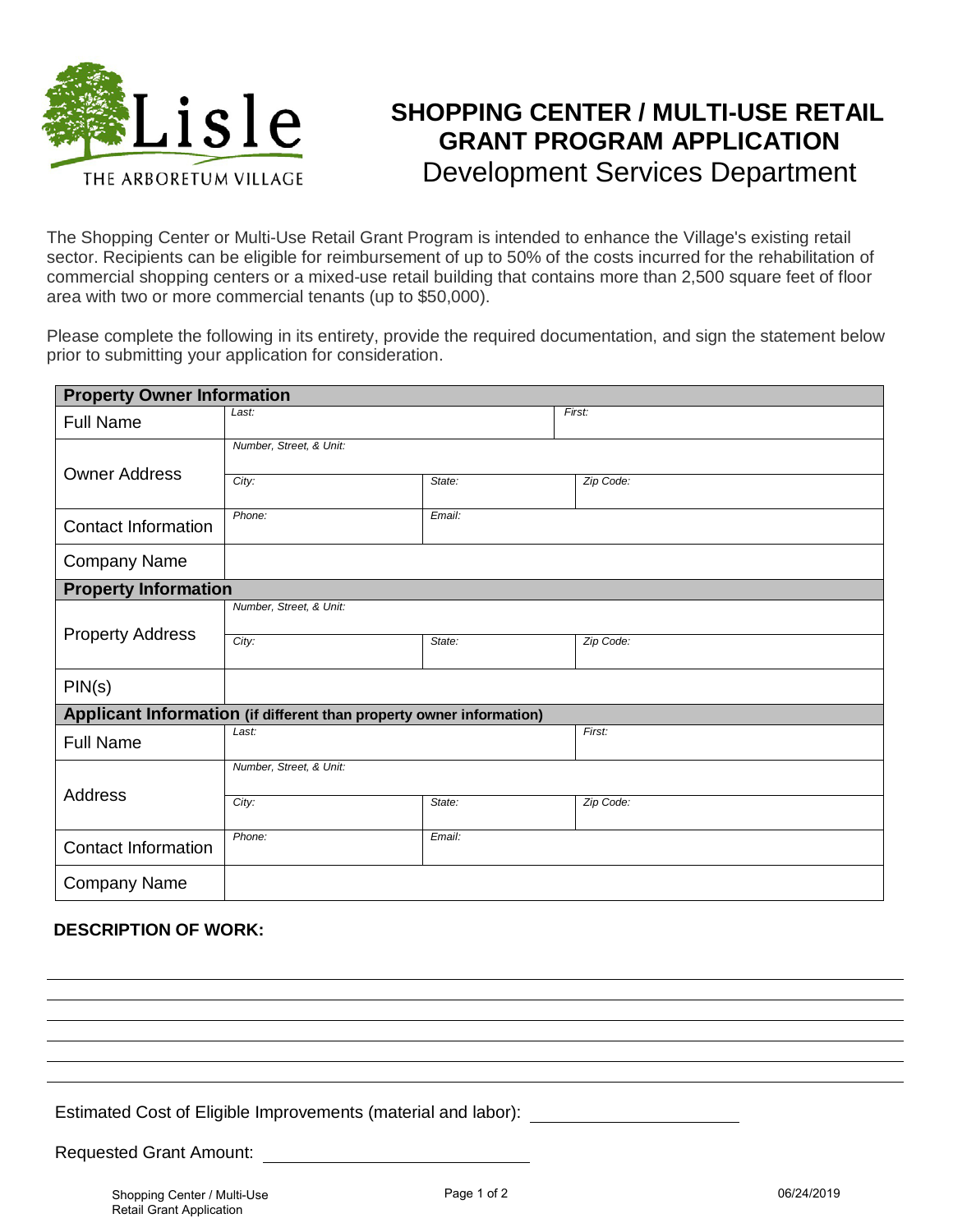Lisle
THE ARBORETUM VILLAGE

# SHOPPING CENTER / MULTI-USE RETAIL GRANT PROGRAM APPLICATION

## Development Services Department

The Shopping Center or Multi-Use Retail Grant Program is intended to enhance the Village's existing retail sector. Recipients can be eligible for reimbursement of up to 50% of the costs incurred for the rehabilitation of commercial shopping centers or a mixed-use retail building that contains more than 2,500 square feet of floor area with two or more commercial tenants (up to $50,000).

Please complete the following in its entirety, provide the required documentation, and sign the statement below prior to submitting your application for consideration.

| **Property Owner Information** | | | |
|---|---|---|---|
| Full Name | *Last:* | | *First:* |
| Owner Address | *Number, Street, & Unit:* | | |
| | *City:* | *State:* | *Zip Code:* |
| Contact Information | *Phone:* | *Email:* | |
| Company Name | | | |
| **Property Information** | | | |
| Property Address | *Number, Street, & Unit:* | | |
| | *City:* | *State:* | *Zip Code:* |
| PIN(s) | | | |
| **Applicant Information** (if different than property owner information) | | | |
| Full Name | *Last:* | | *First:* |
| Address | *Number, Street, & Unit:* | | |
| | *City:* | *State:* | *Zip Code:* |
| Contact Information | *Phone:* | *Email:* | |
| Company Name | | | |

**DESCRIPTION OF WORK:**

______________________________________________________________________

______________________________________________________________________

______________________________________________________________________

______________________________________________________________________

______________________________________________________________________

Estimated Cost of Eligible Improvements (material and labor): ______________________

Requested Grant Amount: ______________________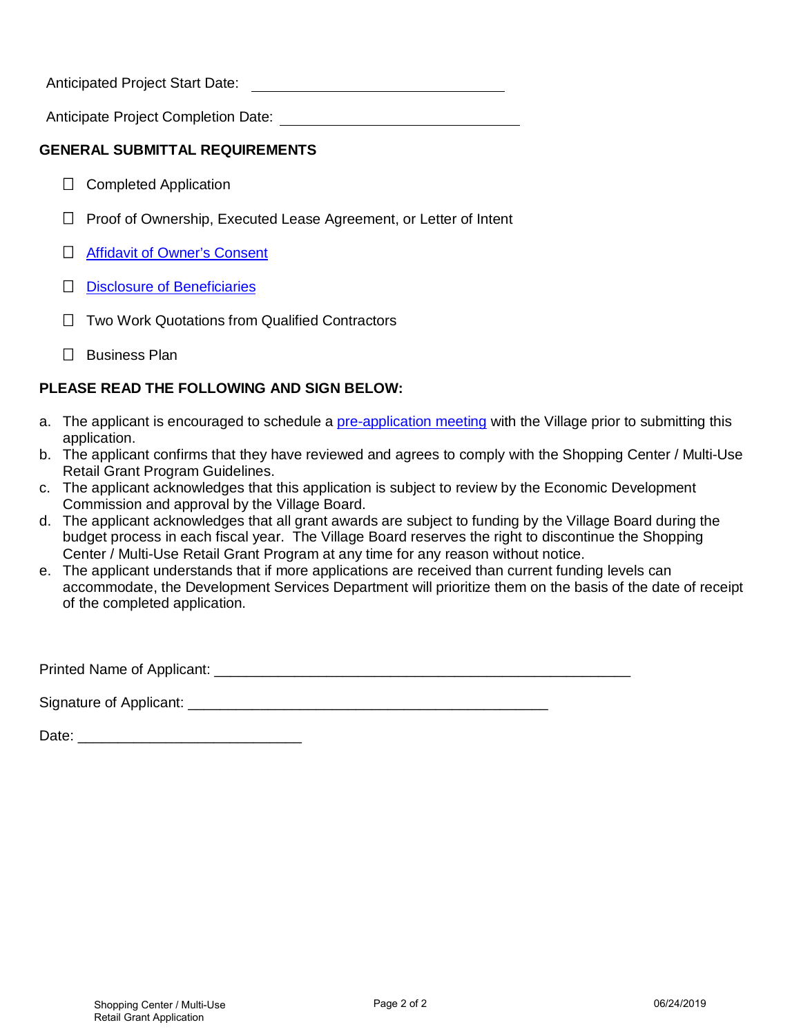Anticipated Project Start Date: ______________________________

Anticipate Project Completion Date: ______________________________

## GENERAL SUBMITTAL REQUIREMENTS

- ☐ Completed Application
- ☐ Proof of Ownership, Executed Lease Agreement, or Letter of Intent
- ☐ Affidavit of Owner's Consent
- ☐ Disclosure of Beneficiaries
- ☐ Two Work Quotations from Qualified Contractors
- ☐ Business Plan

## PLEASE READ THE FOLLOWING AND SIGN BELOW:

a. The applicant is encouraged to schedule a pre-application meeting with the Village prior to submitting this application.
b. The applicant confirms that they have reviewed and agrees to comply with the Shopping Center / Multi-Use Retail Grant Program Guidelines.
c. The applicant acknowledges that this application is subject to review by the Economic Development Commission and approval by the Village Board.
d. The applicant acknowledges that all grant awards are subject to funding by the Village Board during the budget process in each fiscal year. The Village Board reserves the right to discontinue the Shopping Center / Multi-Use Retail Grant Program at any time for any reason without notice.
e. The applicant understands that if more applications are received than current funding levels can accommodate, the Development Services Department will prioritize them on the basis of the date of receipt of the completed application.

Printed Name of Applicant: ____________________________________________________

Signature of Applicant: _____________________________________________

Date: ___________________________